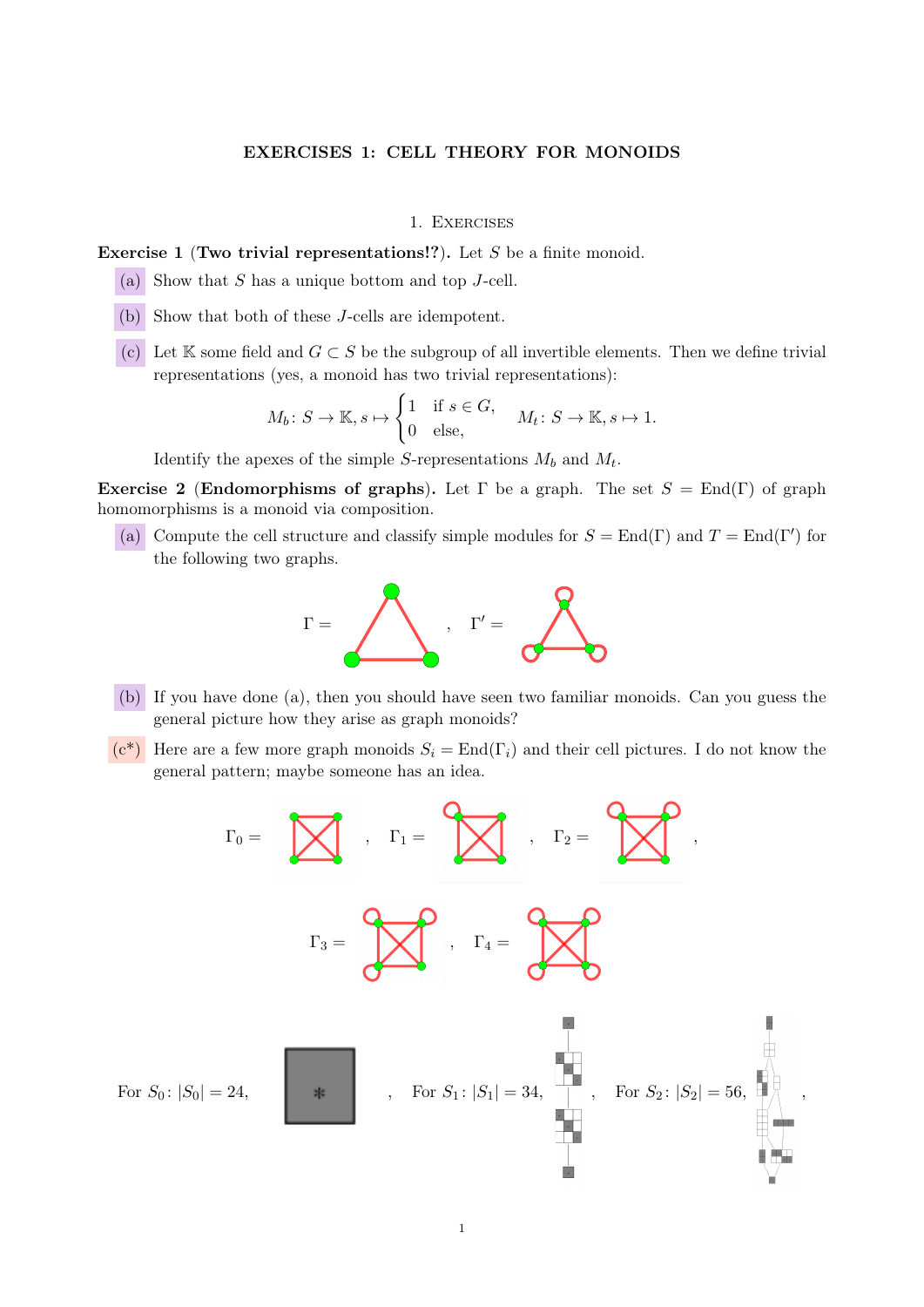# EXERCISES 1: CELL THEORY FOR MONOIDS

## 1. Exercises

**Exercise 1** (**Two trivial representations!?**). Let $S$ be a finite monoid.

(a) Show that $S$ has a unique bottom and top $J$-cell.

(b) Show that both of these $J$-cells are idempotent.

(c) Let $\mathbb{K}$ some field and $G \subset S$ be the subgroup of all invertible elements. Then we define trivial representations (yes, a monoid has two trivial representations):

$$M_b \colon S \to \mathbb{K}, s \mapsto \begin{cases} 1 & \text{if } s \in G, \\ 0 & \text{else}, \end{cases} \qquad M_t \colon S \to \mathbb{K}, s \mapsto 1.$$

Identify the apexes of the simple $S$-representations $M_b$ and $M_t$.

**Exercise 2** (**Endomorphisms of graphs**). Let $\Gamma$ be a graph. The set $S = \mathrm{End}(\Gamma)$ of graph homomorphisms is a monoid via composition.

(a) Compute the cell structure and classify simple modules for $S = \mathrm{End}(\Gamma)$ and $T = \mathrm{End}(\Gamma')$ for the following two graphs.

$\Gamma =$ , $\Gamma' =$

(b) If you have done (a), then you should have seen two familiar monoids. Can you guess the general picture how they arise as graph monoids?

(c*) Here are a few more graph monoids $S_i = \mathrm{End}(\Gamma_i)$ and their cell pictures. I do not know the general pattern; maybe someone has an idea.

$\Gamma_0 =$ , $\Gamma_1 =$ , $\Gamma_2 =$ ,

$\Gamma_3 =$ , $\Gamma_4 =$

For $S_0$: $|S_0| = 24$, , For $S_1$: $|S_1| = 34$, , For $S_2$: $|S_2| = 56$, ,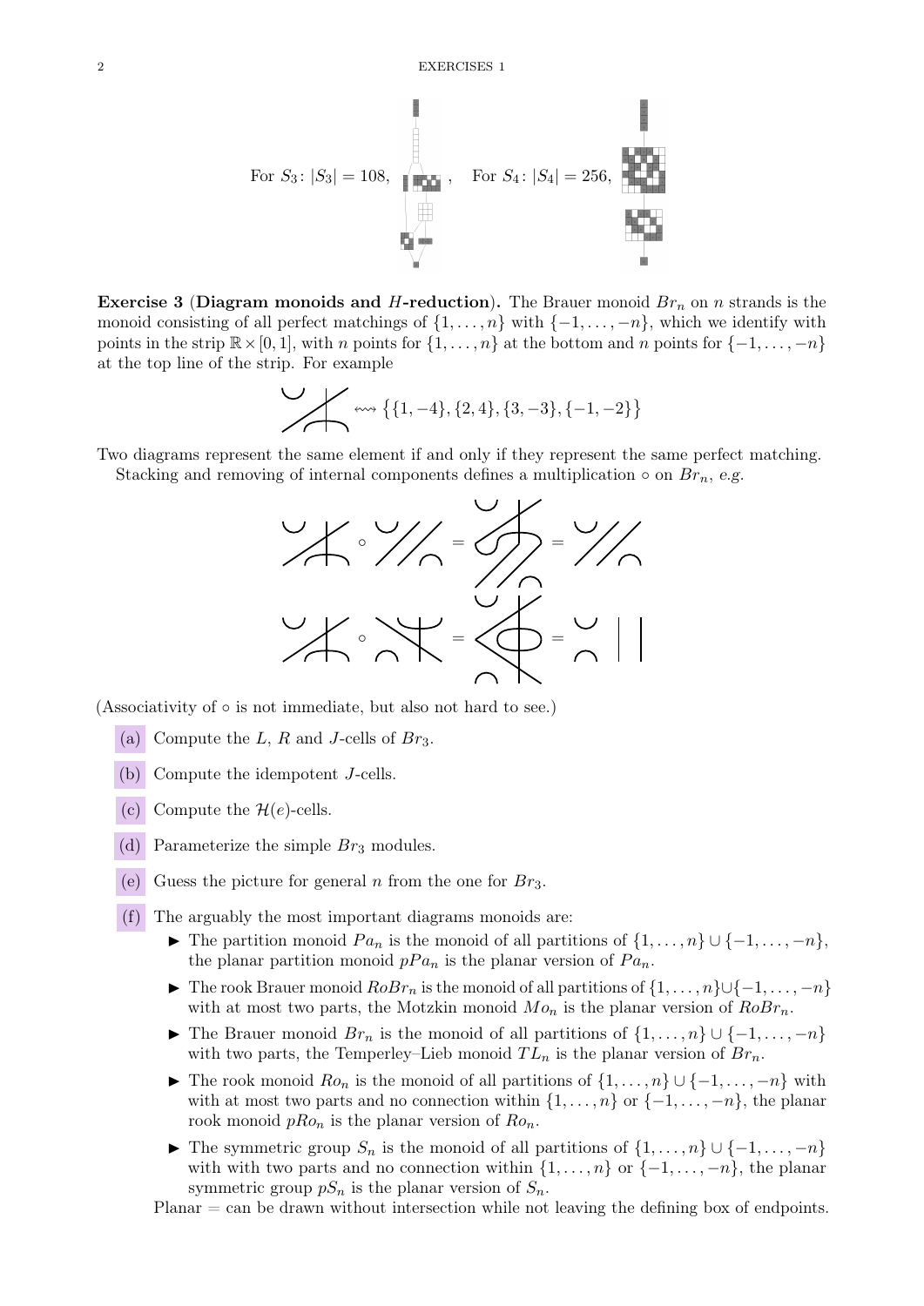For $S_3$: $|S_3| = 108$, , For $S_4$: $|S_4| = 256$,

**Exercise 3** (**Diagram monoids and $H$-reduction**). The Brauer monoid $Br_n$ on $n$ strands is the monoid consisting of all perfect matchings of $\{1, \dots, n\}$ with $\{-1, \dots, -n\}$, which we identify with points in the strip $\mathbb{R} \times [0, 1]$, with $n$ points for $\{1, \dots, n\}$ at the bottom and $n$ points for $\{-1, \dots, -n\}$ at the top line of the strip. For example

$$\rightsquigarrow \{\{1, -4\}, \{2, 4\}, \{3, -3\}, \{-1, -2\}\}$$

Two diagrams represent the same element if and only if they represent the same perfect matching.

Stacking and removing of internal components defines a multiplication $\circ$ on $Br_n$, *e.g.*

$$\circ \quad = \quad = $$

$$\circ \quad = \quad = $$

(Associativity of $\circ$ is not immediate, but also not hard to see.)

(a) Compute the $L$, $R$ and $J$-cells of $Br_3$.

(b) Compute the idempotent $J$-cells.

(c) Compute the $\mathcal{H}(e)$-cells.

(d) Parameterize the simple $Br_3$ modules.

(e) Guess the picture for general $n$ from the one for $Br_3$.

(f) The arguably the most important diagrams monoids are:
- The partition monoid $Pa_n$ is the monoid of all partitions of $\{1, \dots, n\} \cup \{-1, \dots, -n\}$, the planar partition monoid $pPa_n$ is the planar version of $Pa_n$.
- The rook Brauer monoid $RoBr_n$ is the monoid of all partitions of $\{1, \dots, n\} \cup \{-1, \dots, -n\}$ with at most two parts, the Motzkin monoid $Mo_n$ is the planar version of $RoBr_n$.
- The Brauer monoid $Br_n$ is the monoid of all partitions of $\{1, \dots, n\} \cup \{-1, \dots, -n\}$ with two parts, the Temperley–Lieb monoid $TL_n$ is the planar version of $Br_n$.
- The rook monoid $Ro_n$ is the monoid of all partitions of $\{1, \dots, n\} \cup \{-1, \dots, -n\}$ with with at most two parts and no connection within $\{1, \dots, n\}$ or $\{-1, \dots, -n\}$, the planar rook monoid $pRo_n$ is the planar version of $Ro_n$.
- The symmetric group $S_n$ is the monoid of all partitions of $\{1, \dots, n\} \cup \{-1, \dots, -n\}$ with with two parts and no connection within $\{1, \dots, n\}$ or $\{-1, \dots, -n\}$, the planar symmetric group $pS_n$ is the planar version of $S_n$.

Planar = can be drawn without intersection while not leaving the defining box of endpoints.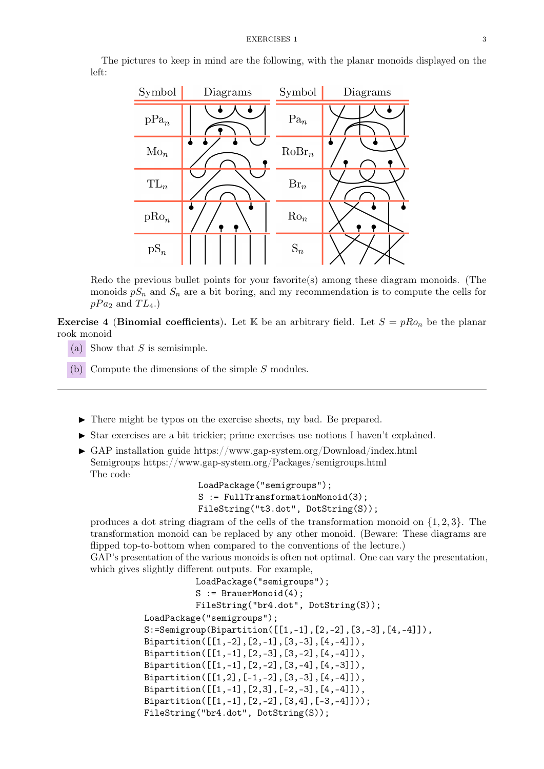The pictures to keep in mind are the following, with the planar monoids displayed on the left:

| Symbol | Diagrams | Symbol | Diagrams |
|---|---|---|---|
| $pPa_n$ | | $Pa_n$ | |
| $Mo_n$ | | $RoBr_n$ | |
| $TL_n$ | | $Br_n$ | |
| $pRo_n$ | | $Ro_n$ | |
| $pS_n$ | | $S_n$ | |

Redo the previous bullet points for your favorite(s) among these diagram monoids. (The monoids $pS_n$ and $S_n$ are a bit boring, and my recommendation is to compute the cells for $pPa_2$ and $TL_4$.)

**Exercise 4** (**Binomial coefficients**)**.** Let $\mathbb{K}$ be an arbitrary field. Let $S = pRo_n$ be the planar rook monoid

(a) Show that $S$ is semisimple.

(b) Compute the dimensions of the simple $S$ modules.

---

- There might be typos on the exercise sheets, my bad. Be prepared.
- Star exercises are a bit trickier; prime exercises use notions I haven't explained.
- GAP installation guide https://www.gap-system.org/Download/index.html
  Semigroups https://www.gap-system.org/Packages/semigroups.html
  The code

```
LoadPackage("semigroups");
S := FullTransformationMonoid(3);
FileString("t3.dot", DotString(S));
```

produces a dot string diagram of the cells of the transformation monoid on $\{1, 2, 3\}$. The transformation monoid can be replaced by any other monoid. (Beware: These diagrams are flipped top-to-bottom when compared to the conventions of the lecture.)
GAP's presentation of the various monoids is often not optimal. One can vary the presentation, which gives slightly different outputs. For example,

```
LoadPackage("semigroups");
S := BrauerMonoid(4);
FileString("br4.dot", DotString(S));
```

```
LoadPackage("semigroups");
S:=Semigroup(Bipartition([[1,-1],[2,-2],[3,-3],[4,-4]]),
Bipartition([[1,-2],[2,-1],[3,-3],[4,-4]]),
Bipartition([[1,-1],[2,-3],[3,-2],[4,-4]]),
Bipartition([[1,-1],[2,-2],[3,-4],[4,-3]]),
Bipartition([[1,2],[-1,-2],[3,-3],[4,-4]]),
Bipartition([[1,-1],[2,3],[-2,-3],[4,-4]]),
Bipartition([[1,-1],[2,-2],[3,4],[-3,-4]]));
FileString("br4.dot", DotString(S));
```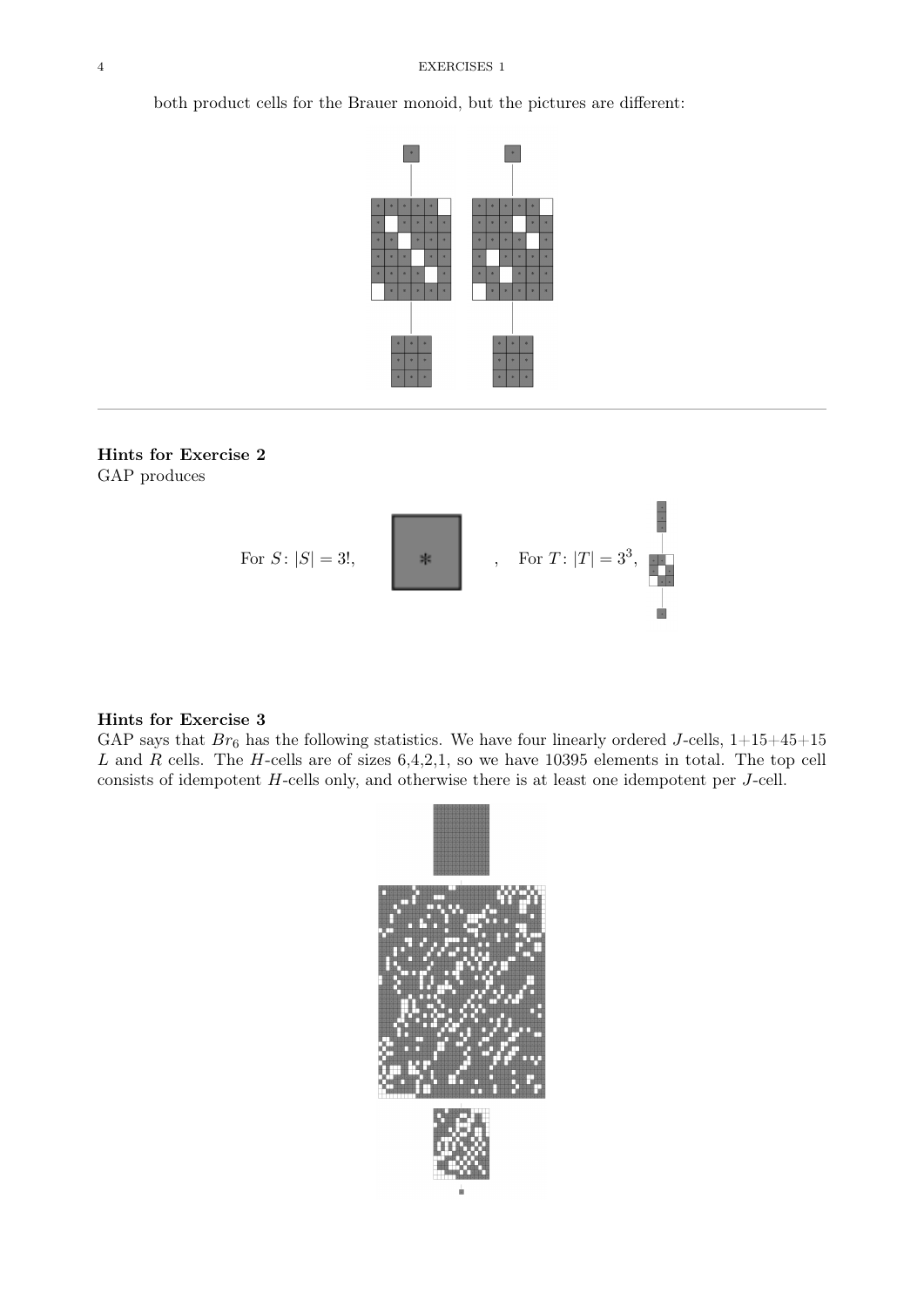both product cells for the Brauer monoid, but the pictures are different:

---

**Hints for Exercise 2**
GAP produces

For $S$: $|S| = 3!$, , For $T$: $|T| = 3^3$,

**Hints for Exercise 3**
GAP says that $Br_6$ has the following statistics. We have four linearly ordered $J$-cells, 1+15+45+15 $L$ and $R$ cells. The $H$-cells are of sizes 6,4,2,1, so we have 10395 elements in total. The top cell consists of idempotent $H$-cells only, and otherwise there is at least one idempotent per $J$-cell.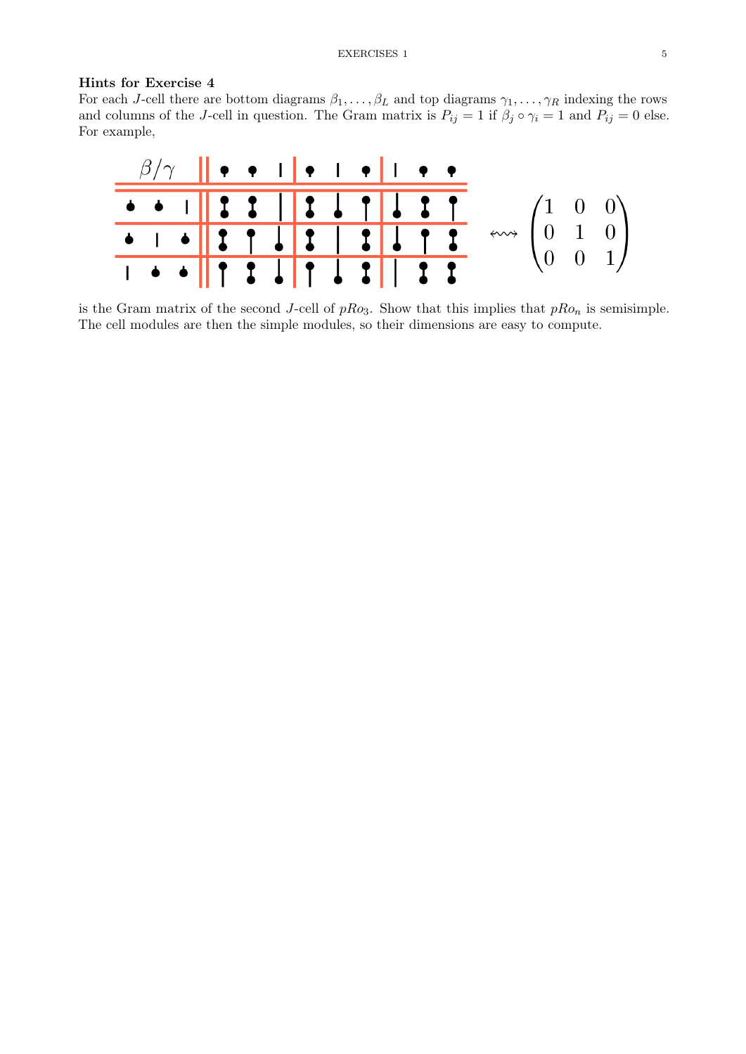**Hints for Exercise 4**

For each $J$-cell there are bottom diagrams $\beta_1, \ldots, \beta_L$ and top diagrams $\gamma_1, \ldots, \gamma_R$ indexing the rows and columns of the $J$-cell in question. The Gram matrix is $P_{ij} = 1$ if $\beta_j \circ \gamma_i = 1$ and $P_{ij} = 0$ else. For example,

$$\leftrightsquigarrow \begin{pmatrix} 1 & 0 & 0 \\ 0 & 1 & 0 \\ 0 & 0 & 1 \end{pmatrix}$$

is the Gram matrix of the second $J$-cell of $pRo_3$. Show that this implies that $pRo_n$ is semisimple. The cell modules are then the simple modules, so their dimensions are easy to compute.